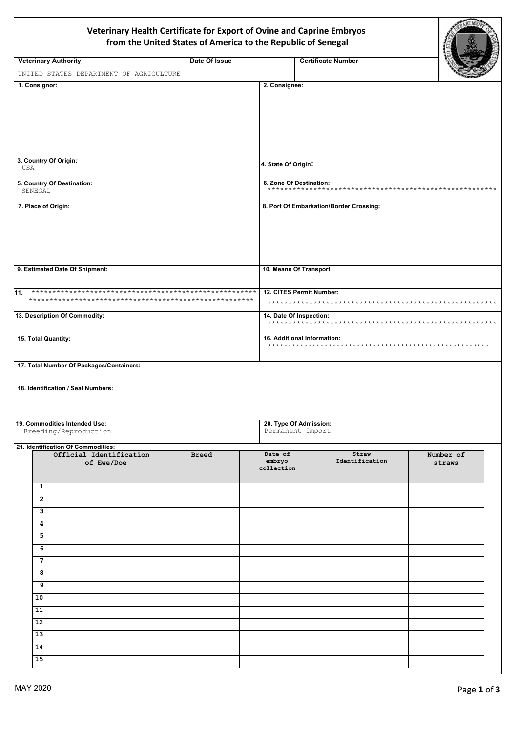# Veterinary Health Certificate for Export of Ovine and Caprine Embryos from the United States of America to the Republic of Senegal

| Veterinary Authority | Date Of Issue | Certificate Number |
|---|---|---|
| UNITED STATES DEPARTMENT OF AGRICULTURE | | |

| | |
|---|---|
| **1. Consignor:** | **2. Consignee:** |
| **3. Country Of Origin:** USA | **4. State Of Origin:** |
| **5. Country Of Destination:** SENEGAL | **6. Zone Of Destination:** ******************************************************* |
| **7. Place of Origin:** | **8. Port Of Embarkation/Border Crossing:** |
| **9. Estimated Date Of Shipment:** | **10. Means Of Transport** |
| **11.** ******************************************************* ******************************************************* | **12. CITES Permit Number:** ******************************************************* |
| **13. Description Of Commodity:** | **14. Date Of Inspection:** ******************************************************* |
| **15. Total Quantity:** | **16. Additional Information:** ******************************************************* |

**17. Total Number Of Packages/Containers:**

**18. Identification / Seal Numbers:**

| | |
|---|---|
| **19. Commodities Intended Use:** Breeding/Reproduction | **20. Type Of Admission:** Permanent Import |

**21. Identification Of Commodities:**

| | Official Identification of Ewe/Doe | Breed | Date of embryo collection | Straw Identification | Number of straws |
|---|---|---|---|---|---|
| 1 | | | | | |
| 2 | | | | | |
| 3 | | | | | |
| 4 | | | | | |
| 5 | | | | | |
| 6 | | | | | |
| 7 | | | | | |
| 8 | | | | | |
| 9 | | | | | |
| 10 | | | | | |
| 11 | | | | | |
| 12 | | | | | |
| 13 | | | | | |
| 14 | | | | | |
| 15 | | | | | |

MAY 2020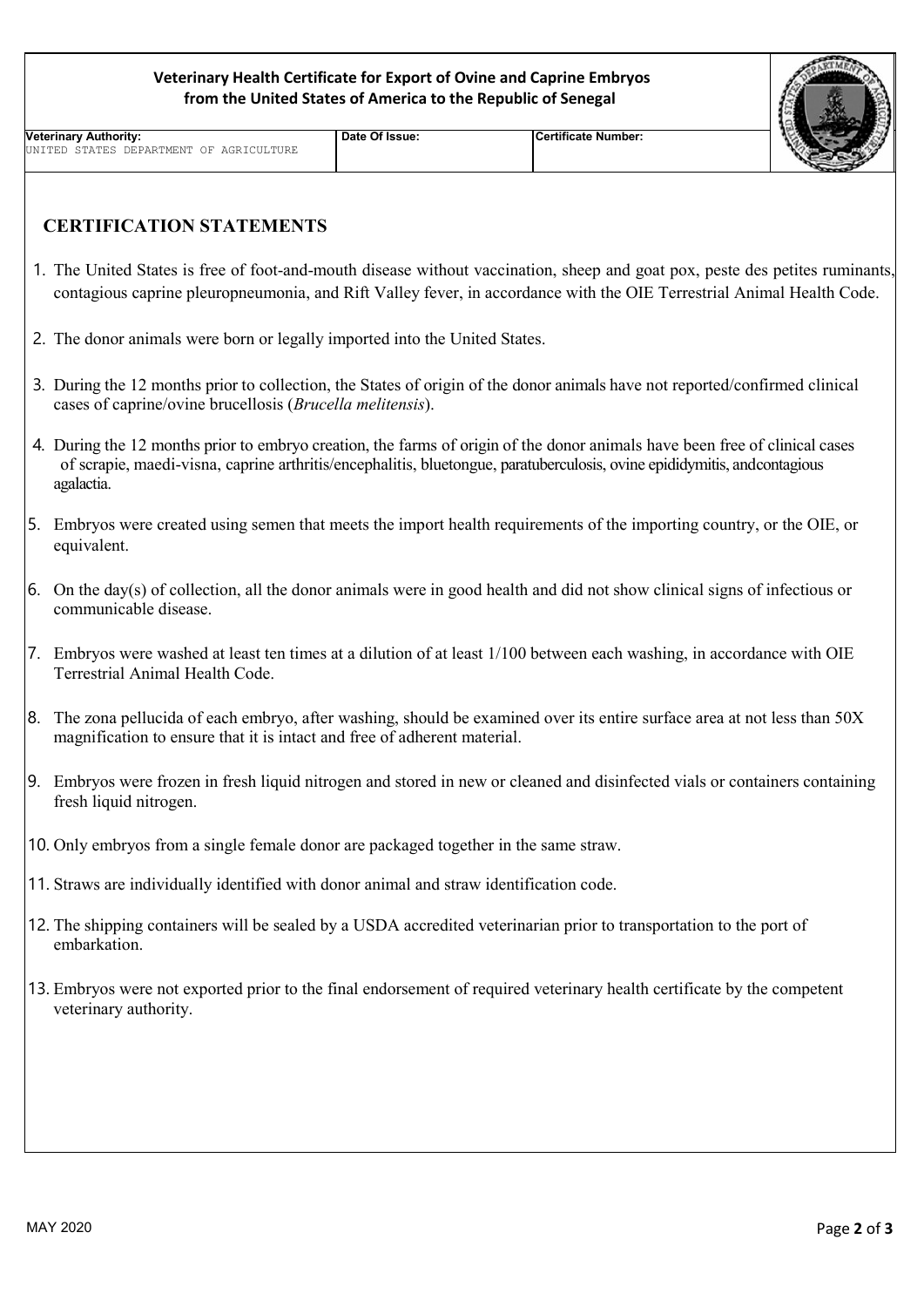**Veterinary Health Certificate for Export of Ovine and Caprine Embryos from the United States of America to the Republic of Senegal**

| Veterinary Authority: | Date Of Issue: | Certificate Number: |
|---|---|---|
| UNITED STATES DEPARTMENT OF AGRICULTURE | | |

## CERTIFICATION STATEMENTS

1. The United States is free of foot-and-mouth disease without vaccination, sheep and goat pox, peste des petites ruminants, contagious caprine pleuropneumonia, and Rift Valley fever, in accordance with the OIE Terrestrial Animal Health Code.

2. The donor animals were born or legally imported into the United States.

3. During the 12 months prior to collection, the States of origin of the donor animals have not reported/confirmed clinical cases of caprine/ovine brucellosis (*Brucella melitensis*).

4. During the 12 months prior to embryo creation, the farms of origin of the donor animals have been free of clinical cases of scrapie, maedi-visna, caprine arthritis/encephalitis, bluetongue, paratuberculosis, ovine epididymitis, andcontagious agalactia.

5. Embryos were created using semen that meets the import health requirements of the importing country, or the OIE, or equivalent.

6. On the day(s) of collection, all the donor animals were in good health and did not show clinical signs of infectious or communicable disease.

7. Embryos were washed at least ten times at a dilution of at least 1/100 between each washing, in accordance with OIE Terrestrial Animal Health Code.

8. The zona pellucida of each embryo, after washing, should be examined over its entire surface area at not less than 50X magnification to ensure that it is intact and free of adherent material.

9. Embryos were frozen in fresh liquid nitrogen and stored in new or cleaned and disinfected vials or containers containing fresh liquid nitrogen.

10. Only embryos from a single female donor are packaged together in the same straw.

11. Straws are individually identified with donor animal and straw identification code.

12. The shipping containers will be sealed by a USDA accredited veterinarian prior to transportation to the port of embarkation.

13. Embryos were not exported prior to the final endorsement of required veterinary health certificate by the competent veterinary authority.

MAY 2020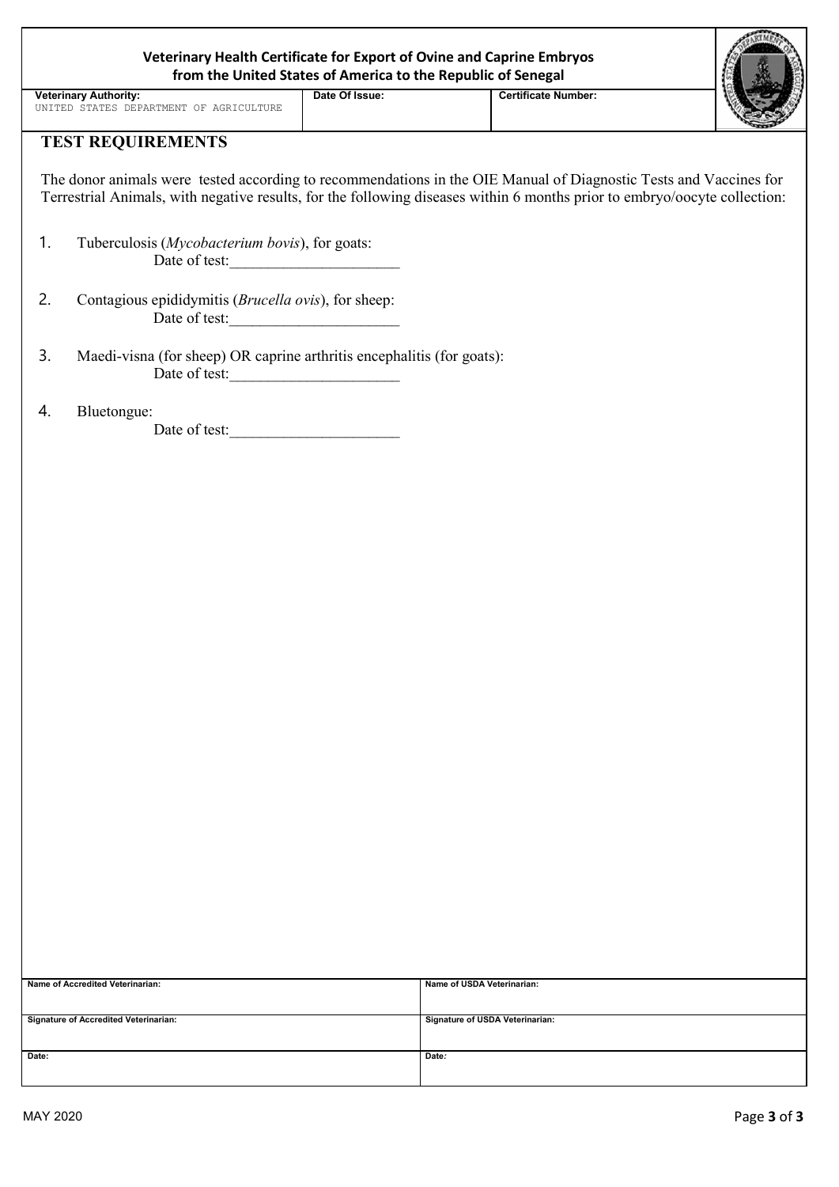| Veterinary Health Certificate for Export of Ovine and Caprine Embryos from the United States of America to the Republic of Senegal | | |
|---|---|---|
| **Veterinary Authority:** UNITED STATES DEPARTMENT OF AGRICULTURE | **Date Of Issue:** | **Certificate Number:** |

## TEST REQUIREMENTS

The donor animals were tested according to recommendations in the OIE Manual of Diagnostic Tests and Vaccines for Terrestrial Animals, with negative results, for the following diseases within 6 months prior to embryo/oocyte collection:

1. Tuberculosis (*Mycobacterium bovis*), for goats:
   Date of test:______________________

2. Contagious epididymitis (*Brucella ovis*), for sheep:
   Date of test:______________________

3. Maedi-visna (for sheep) OR caprine arthritis encephalitis (for goats):
   Date of test:______________________

4. Bluetongue:
   Date of test:______________________

| | |
|---|---|
| **Name of Accredited Veterinarian:** | **Name of USDA Veterinarian:** |
| **Signature of Accredited Veterinarian:** | **Signature of USDA Veterinarian:** |
| **Date:** | **Date:** |

MAY 2020